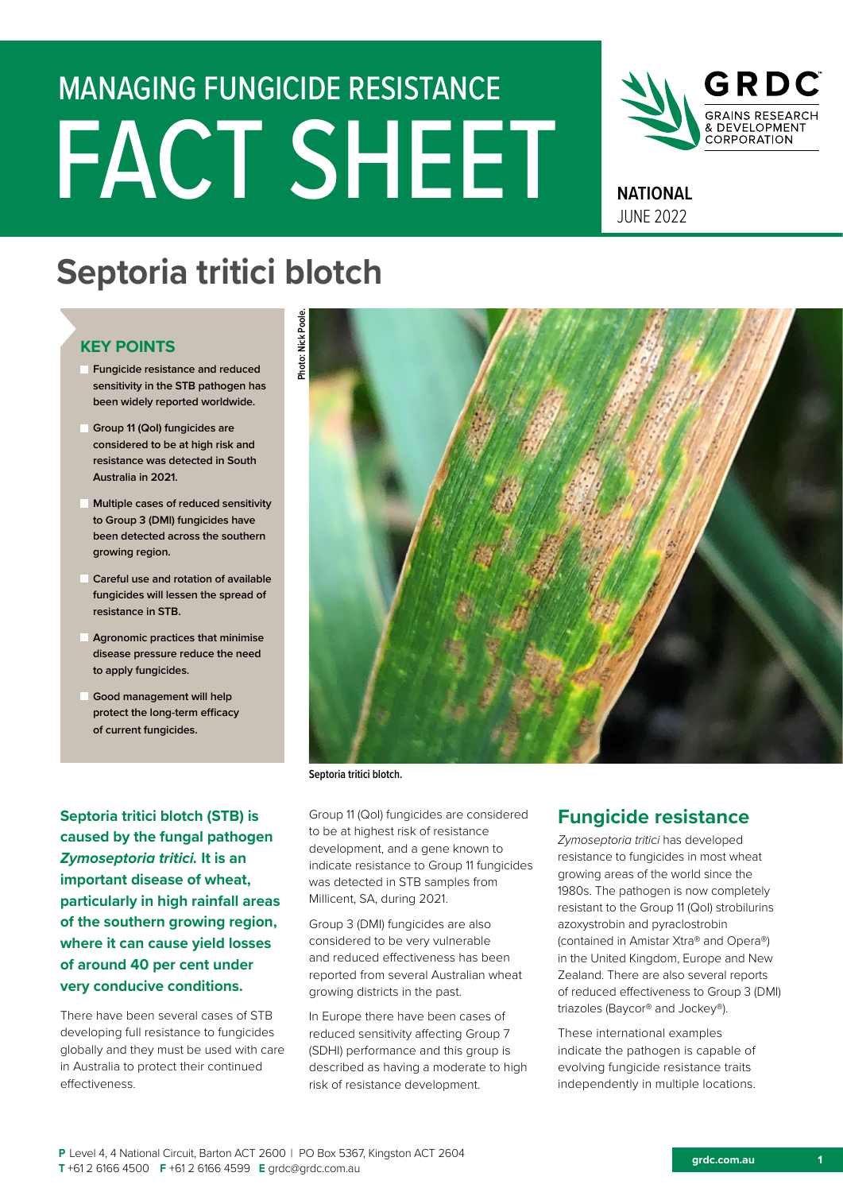# MANAGING FUNGICIDE RESISTANCE FACT SHEET

NATIONAL
JUNE 2022

# Septoria tritici blotch

## KEY POINTS

- Fungicide resistance and reduced sensitivity in the STB pathogen has been widely reported worldwide.
- Group 11 (QoI) fungicides are considered to be at high risk and resistance was detected in South Australia in 2021.
- Multiple cases of reduced sensitivity to Group 3 (DMI) fungicides have been detected across the southern growing region.
- Careful use and rotation of available fungicides will lessen the spread of resistance in STB.
- Agronomic practices that minimise disease pressure reduce the need to apply fungicides.
- Good management will help protect the long-term efficacy of current fungicides.

Photo: Nick Poole.

Septoria tritici blotch.

**Septoria tritici blotch (STB) is caused by the fungal pathogen *Zymoseptoria tritici*. It is an important disease of wheat, particularly in high rainfall areas of the southern growing region, where it can cause yield losses of around 40 per cent under very conducive conditions.**

There have been several cases of STB developing full resistance to fungicides globally and they must be used with care in Australia to protect their continued effectiveness.

Group 11 (QoI) fungicides are considered to be at highest risk of resistance development, and a gene known to indicate resistance to Group 11 fungicides was detected in STB samples from Millicent, SA, during 2021.

Group 3 (DMI) fungicides are also considered to be very vulnerable and reduced effectiveness has been reported from several Australian wheat growing districts in the past.

In Europe there have been cases of reduced sensitivity affecting Group 7 (SDHI) performance and this group is described as having a moderate to high risk of resistance development.

## Fungicide resistance

*Zymoseptoria tritici* has developed resistance to fungicides in most wheat growing areas of the world since the 1980s. The pathogen is now completely resistant to the Group 11 (QoI) strobilurins azoxystrobin and pyraclostrobin (contained in Amistar Xtra® and Opera®) in the United Kingdom, Europe and New Zealand. There are also several reports of reduced effectiveness to Group 3 (DMI) triazoles (Baycor® and Jockey®).

These international examples indicate the pathogen is capable of evolving fungicide resistance traits independently in multiple locations.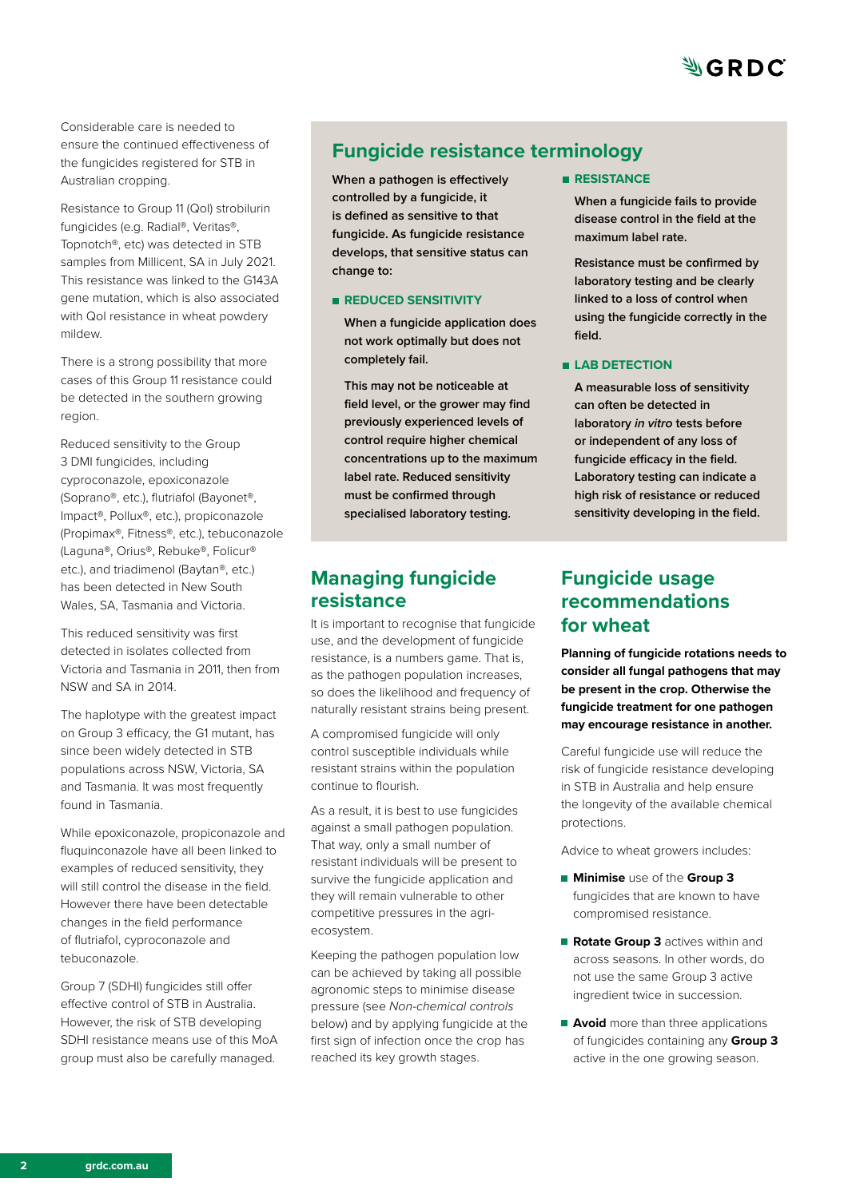Considerable care is needed to ensure the continued effectiveness of the fungicides registered for STB in Australian cropping.

Resistance to Group 11 (QoI) strobilurin fungicides (e.g. Radial®, Veritas®, Topnotch®, etc) was detected in STB samples from Millicent, SA in July 2021. This resistance was linked to the G143A gene mutation, which is also associated with QoI resistance in wheat powdery mildew.

There is a strong possibility that more cases of this Group 11 resistance could be detected in the southern growing region.

Reduced sensitivity to the Group 3 DMI fungicides, including cyproconazole, epoxiconazole (Soprano®, etc.), flutriafol (Bayonet®, Impact®, Pollux®, etc.), propiconazole (Propimax®, Fitness®, etc.), tebuconazole (Laguna®, Orius®, Rebuke®, Folicur® etc.), and triadimenol (Baytan®, etc.) has been detected in New South Wales, SA, Tasmania and Victoria.

This reduced sensitivity was first detected in isolates collected from Victoria and Tasmania in 2011, then from NSW and SA in 2014.

The haplotype with the greatest impact on Group 3 efficacy, the G1 mutant, has since been widely detected in STB populations across NSW, Victoria, SA and Tasmania. It was most frequently found in Tasmania.

While epoxiconazole, propiconazole and fluquinconazole have all been linked to examples of reduced sensitivity, they will still control the disease in the field. However there have been detectable changes in the field performance of flutriafol, cyproconazole and tebuconazole.

Group 7 (SDHI) fungicides still offer effective control of STB in Australia. However, the risk of STB developing SDHI resistance means use of this MoA group must also be carefully managed.

## Fungicide resistance terminology

**When a pathogen is effectively controlled by a fungicide, it is defined as sensitive to that fungicide. As fungicide resistance develops, that sensitive status can change to:**

- **REDUCED SENSITIVITY**

  **When a fungicide application does not work optimally but does not completely fail.**

  **This may not be noticeable at field level, or the grower may find previously experienced levels of control require higher chemical concentrations up to the maximum label rate. Reduced sensitivity must be confirmed through specialised laboratory testing.**

- **RESISTANCE**

  **When a fungicide fails to provide disease control in the field at the maximum label rate.**

  **Resistance must be confirmed by laboratory testing and be clearly linked to a loss of control when using the fungicide correctly in the field.**

- **LAB DETECTION**

  **A measurable loss of sensitivity can often be detected in laboratory *in vitro* tests before or independent of any loss of fungicide efficacy in the field. Laboratory testing can indicate a high risk of resistance or reduced sensitivity developing in the field.**

## Managing fungicide resistance

It is important to recognise that fungicide use, and the development of fungicide resistance, is a numbers game. That is, as the pathogen population increases, so does the likelihood and frequency of naturally resistant strains being present.

A compromised fungicide will only control susceptible individuals while resistant strains within the population continue to flourish.

As a result, it is best to use fungicides against a small pathogen population. That way, only a small number of resistant individuals will be present to survive the fungicide application and they will remain vulnerable to other competitive pressures in the agri-ecosystem.

Keeping the pathogen population low can be achieved by taking all possible agronomic steps to minimise disease pressure (see *Non-chemical controls* below) and by applying fungicide at the first sign of infection once the crop has reached its key growth stages.

## Fungicide usage recommendations for wheat

**Planning of fungicide rotations needs to consider all fungal pathogens that may be present in the crop. Otherwise the fungicide treatment for one pathogen may encourage resistance in another.**

Careful fungicide use will reduce the risk of fungicide resistance developing in STB in Australia and help ensure the longevity of the available chemical protections.

Advice to wheat growers includes:

- **Minimise** use of the **Group 3** fungicides that are known to have compromised resistance.
- **Rotate Group 3** actives within and across seasons. In other words, do not use the same Group 3 active ingredient twice in succession.
- **Avoid** more than three applications of fungicides containing any **Group 3** active in the one growing season.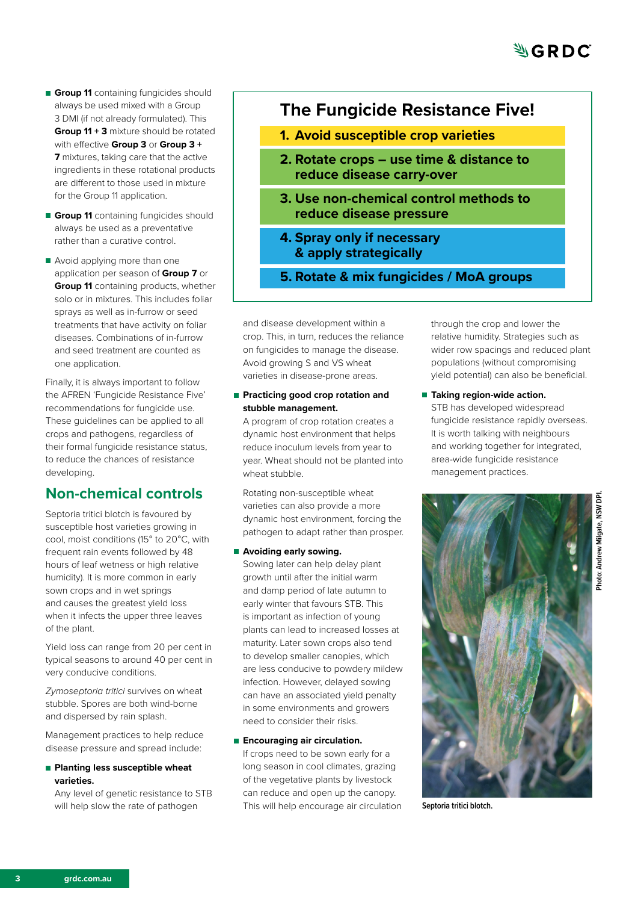- **Group 11** containing fungicides should always be used mixed with a Group 3 DMI (if not already formulated). This **Group 11 + 3** mixture should be rotated with effective **Group 3** or **Group 3 + 7** mixtures, taking care that the active ingredients in these rotational products are different to those used in mixture for the Group 11 application.
- **Group 11** containing fungicides should always be used as a preventative rather than a curative control.
- Avoid applying more than one application per season of **Group 7** or **Group 11** containing products, whether solo or in mixtures. This includes foliar sprays as well as in-furrow or seed treatments that have activity on foliar diseases. Combinations of in-furrow and seed treatment are counted as one application.

Finally, it is always important to follow the AFREN 'Fungicide Resistance Five' recommendations for fungicide use. These guidelines can be applied to all crops and pathogens, regardless of their formal fungicide resistance status, to reduce the chances of resistance developing.

## The Fungicide Resistance Five!

1. **Avoid susceptible crop varieties**
2. **Rotate crops – use time & distance to reduce disease carry-over**
3. **Use non-chemical control methods to reduce disease pressure**
4. **Spray only if necessary & apply strategically**
5. **Rotate & mix fungicides / MoA groups**

## Non-chemical controls

Septoria tritici blotch is favoured by susceptible host varieties growing in cool, moist conditions (15° to 20°C, with frequent rain events followed by 48 hours of leaf wetness or high relative humidity). It is more common in early sown crops and in wet springs and causes the greatest yield loss when it infects the upper three leaves of the plant.

Yield loss can range from 20 per cent in typical seasons to around 40 per cent in very conducive conditions.

*Zymoseptoria tritici* survives on wheat stubble. Spores are both wind-borne and dispersed by rain splash.

Management practices to help reduce disease pressure and spread include:

- **Planting less susceptible wheat varieties.**
  Any level of genetic resistance to STB will help slow the rate of pathogen and disease development within a crop. This, in turn, reduces the reliance on fungicides to manage the disease. Avoid growing S and VS wheat varieties in disease-prone areas.
- **Practicing good crop rotation and stubble management.**
  A program of crop rotation creates a dynamic host environment that helps reduce inoculum levels from year to year. Wheat should not be planted into wheat stubble.

  Rotating non-susceptible wheat varieties can also provide a more dynamic host environment, forcing the pathogen to adapt rather than prosper.
- **Avoiding early sowing.**
  Sowing later can help delay plant growth until after the initial warm and damp period of late autumn to early winter that favours STB. This is important as infection of young plants can lead to increased losses at maturity. Later sown crops also tend to develop smaller canopies, which are less conducive to powdery mildew infection. However, delayed sowing can have an associated yield penalty in some environments and growers need to consider their risks.
- **Encouraging air circulation.**
  If crops need to be sown early for a long season in cool climates, grazing of the vegetative plants by livestock can reduce and open up the canopy. This will help encourage air circulation through the crop and lower the relative humidity. Strategies such as wider row spacings and reduced plant populations (without compromising yield potential) can also be beneficial.
- **Taking region-wide action.**
  STB has developed widespread fungicide resistance rapidly overseas. It is worth talking with neighbours and working together for integrated, area-wide fungicide resistance management practices.

Photo: Andrew Milgate, NSW DPI.

Septoria tritici blotch.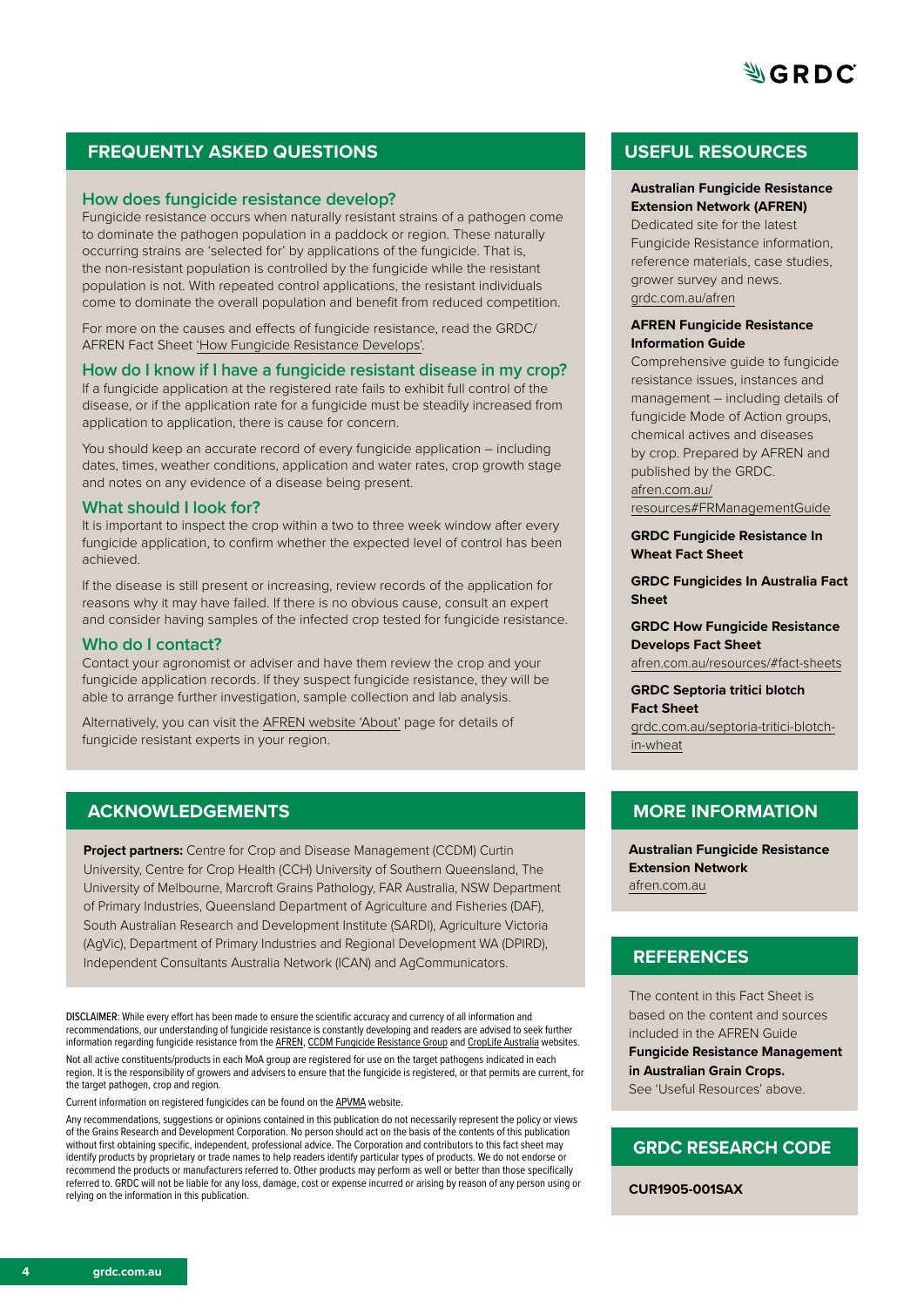## FREQUENTLY ASKED QUESTIONS

### How does fungicide resistance develop?

Fungicide resistance occurs when naturally resistant strains of a pathogen come to dominate the pathogen population in a paddock or region. These naturally occurring strains are 'selected for' by applications of the fungicide. That is, the non-resistant population is controlled by the fungicide while the resistant population is not. With repeated control applications, the resistant individuals come to dominate the overall population and benefit from reduced competition.

For more on the causes and effects of fungicide resistance, read the GRDC/AFREN Fact Sheet 'How Fungicide Resistance Develops'.

### How do I know if I have a fungicide resistant disease in my crop?

If a fungicide application at the registered rate fails to exhibit full control of the disease, or if the application rate for a fungicide must be steadily increased from application to application, there is cause for concern.

You should keep an accurate record of every fungicide application – including dates, times, weather conditions, application and water rates, crop growth stage and notes on any evidence of a disease being present.

### What should I look for?

It is important to inspect the crop within a two to three week window after every fungicide application, to confirm whether the expected level of control has been achieved.

If the disease is still present or increasing, review records of the application for reasons why it may have failed. If there is no obvious cause, consult an expert and consider having samples of the infected crop tested for fungicide resistance.

### Who do I contact?

Contact your agronomist or adviser and have them review the crop and your fungicide application records. If they suspect fungicide resistance, they will be able to arrange further investigation, sample collection and lab analysis.

Alternatively, you can visit the AFREN website 'About' page for details of fungicide resistant experts in your region.

## ACKNOWLEDGEMENTS

**Project partners:** Centre for Crop and Disease Management (CCDM) Curtin University, Centre for Crop Health (CCH) University of Southern Queensland, The University of Melbourne, Marcroft Grains Pathology, FAR Australia, NSW Department of Primary Industries, Queensland Department of Agriculture and Fisheries (DAF), South Australian Research and Development Institute (SARDI), Agriculture Victoria (AgVic), Department of Primary Industries and Regional Development WA (DPIRD), Independent Consultants Australia Network (ICAN) and AgCommunicators.

DISCLAIMER: While every effort has been made to ensure the scientific accuracy and currency of all information and recommendations, our understanding of fungicide resistance is constantly developing and readers are advised to seek further information regarding fungicide resistance from the AFREN, CCDM Fungicide Resistance Group and CropLife Australia websites.

Not all active constituents/products in each MoA group are registered for use on the target pathogens indicated in each region. It is the responsibility of growers and advisers to ensure that the fungicide is registered, or that permits are current, for the target pathogen, crop and region.

Current information on registered fungicides can be found on the APVMA website.

Any recommendations, suggestions or opinions contained in this publication do not necessarily represent the policy or views of the Grains Research and Development Corporation. No person should act on the basis of the contents of this publication without first obtaining specific, independent, professional advice. The Corporation and contributors to this fact sheet may identify products by proprietary or trade names to help readers identify particular types of products. We do not endorse or recommend the products or manufacturers referred to. Other products may perform as well or better than those specifically referred to. GRDC will not be liable for any loss, damage, cost or expense incurred or arising by reason of any person using or relying on the information in this publication.

## USEFUL RESOURCES

**Australian Fungicide Resistance Extension Network (AFREN)**
Dedicated site for the latest Fungicide Resistance information, reference materials, case studies, grower survey and news.
grdc.com.au/afren

**AFREN Fungicide Resistance Information Guide**
Comprehensive guide to fungicide resistance issues, instances and management – including details of fungicide Mode of Action groups, chemical actives and diseases by crop. Prepared by AFREN and published by the GRDC.
afren.com.au/resources#FRManagementGuide

**GRDC Fungicide Resistance In Wheat Fact Sheet**

**GRDC Fungicides In Australia Fact Sheet**

**GRDC How Fungicide Resistance Develops Fact Sheet**
afren.com.au/resources/#fact-sheets

**GRDC Septoria tritici blotch Fact Sheet**
grdc.com.au/septoria-tritici-blotch-in-wheat

## MORE INFORMATION

**Australian Fungicide Resistance Extension Network**
afren.com.au

## REFERENCES

The content in this Fact Sheet is based on the content and sources included in the AFREN Guide **Fungicide Resistance Management in Australian Grain Crops.** See 'Useful Resources' above.

## GRDC RESEARCH CODE

**CUR1905-001SAX**